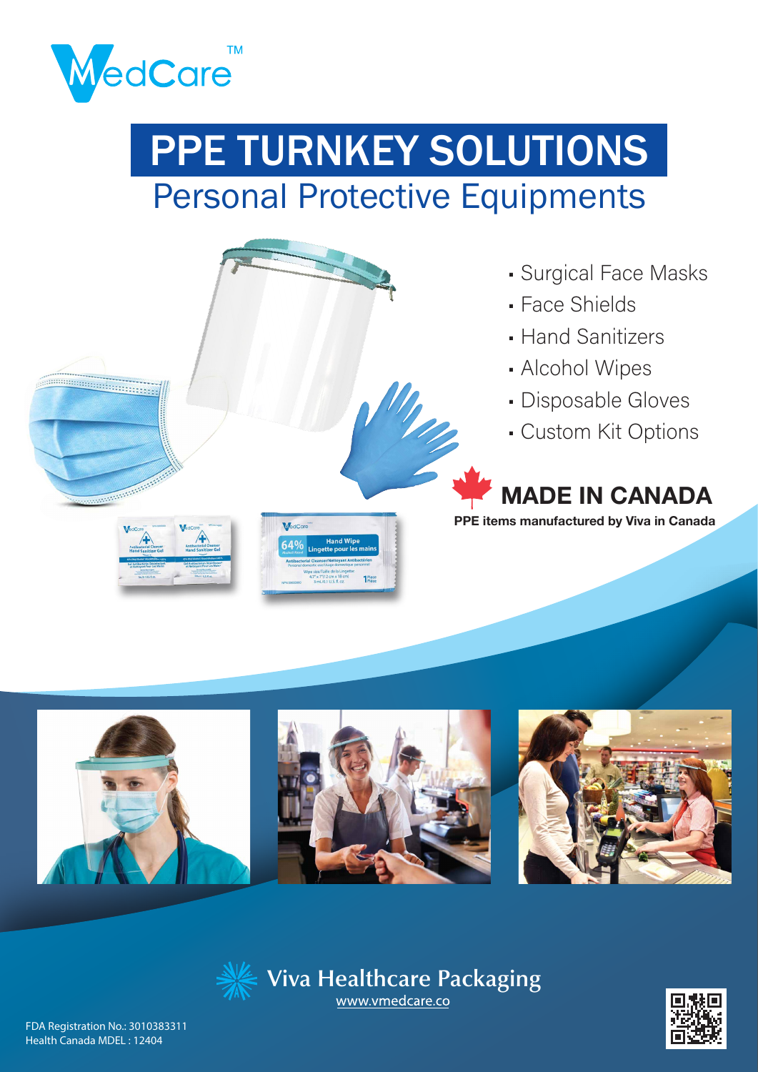VMedCare™

# PPE TURNKEY SOLUTIONS

## Personal Protective Equipments

- Surgical Face Masks
- Face Shields
- Hand Sanitizers
- Alcohol Wipes
- Disposable Gloves
- Custom Kit Options

**MADE IN CANADA**

**PPE items manufactured by Viva in Canada**

Viva Healthcare Packaging

www.vmedcare.co

FDA Registration No.: 3010383311
Health Canada MDEL : 12404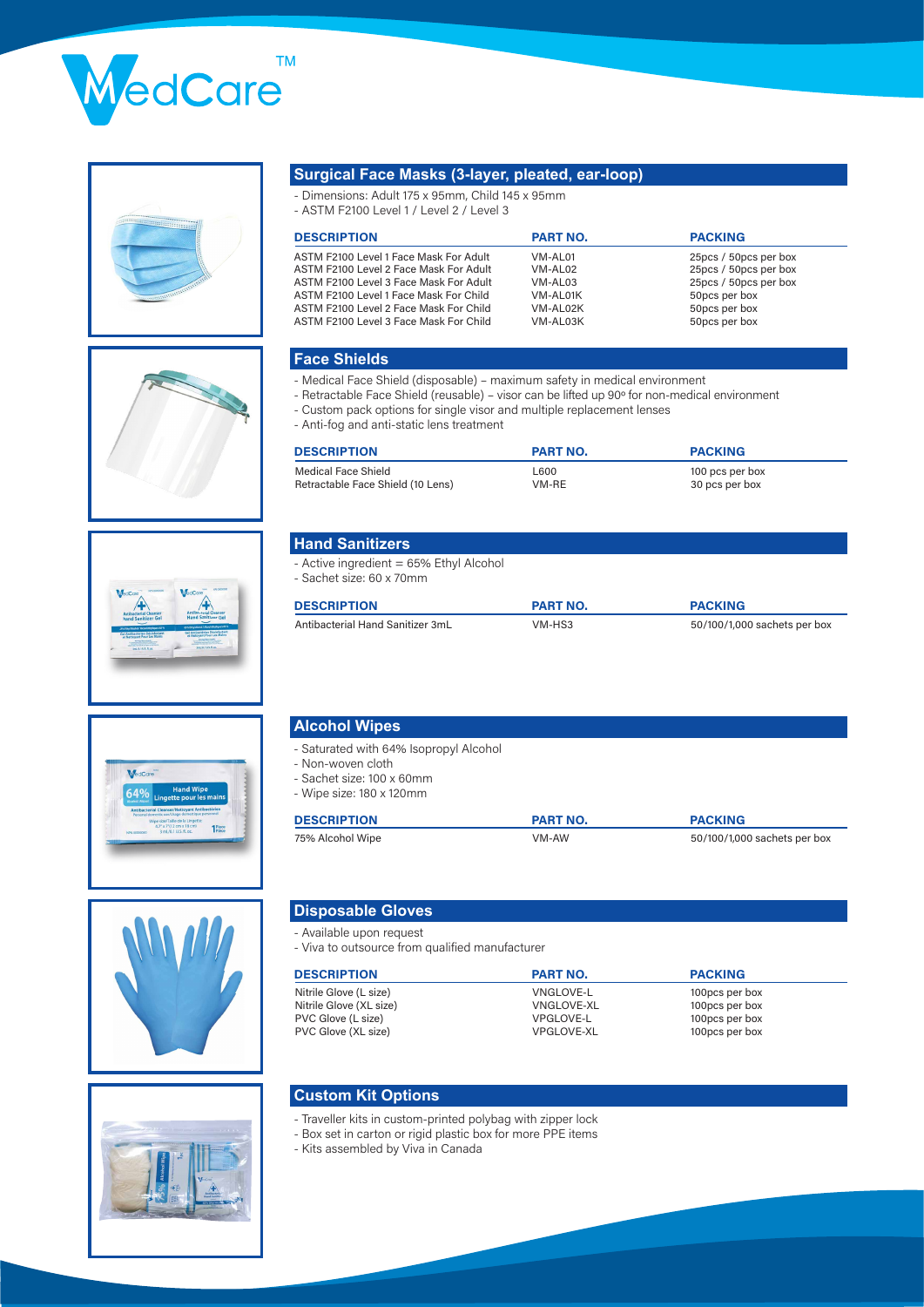# MedCare™

## Surgical Face Masks (3-layer, pleated, ear-loop)

- Dimensions: Adult 175 x 95mm, Child 145 x 95mm
- ASTM F2100 Level 1 / Level 2 / Level 3

| DESCRIPTION | PART NO. | PACKING |
|---|---|---|
| ASTM F2100 Level 1 Face Mask For Adult | VM-AL01 | 25pcs / 50pcs per box |
| ASTM F2100 Level 2 Face Mask For Adult | VM-AL02 | 25pcs / 50pcs per box |
| ASTM F2100 Level 3 Face Mask For Adult | VM-AL03 | 25pcs / 50pcs per box |
| ASTM F2100 Level 1 Face Mask For Child | VM-AL01K | 50pcs per box |
| ASTM F2100 Level 2 Face Mask For Child | VM-AL02K | 50pcs per box |
| ASTM F2100 Level 3 Face Mask For Child | VM-AL03K | 50pcs per box |

## Face Shields

- Medical Face Shield (disposable) – maximum safety in medical environment
- Retractable Face Shield (reusable) – visor can be lifted up 90º for non-medical environment
- Custom pack options for single visor and multiple replacement lenses
- Anti-fog and anti-static lens treatment

| DESCRIPTION | PART NO. | PACKING |
|---|---|---|
| Medical Face Shield | L600 | 100 pcs per box |
| Retractable Face Shield (10 Lens) | VM-RE | 30 pcs per box |

## Hand Sanitizers

- Active ingredient = 65% Ethyl Alcohol
- Sachet size: 60 x 70mm

| DESCRIPTION | PART NO. | PACKING |
|---|---|---|
| Antibacterial Hand Sanitizer 3mL | VM-HS3 | 50/100/1,000 sachets per box |

## Alcohol Wipes

- Saturated with 64% Isopropyl Alcohol
- Non-woven cloth
- Sachet size: 100 x 60mm
- Wipe size: 180 x 120mm

| DESCRIPTION | PART NO. | PACKING |
|---|---|---|
| 75% Alcohol Wipe | VM-AW | 50/100/1,000 sachets per box |

## Disposable Gloves

- Available upon request
- Viva to outsource from qualified manufacturer

| DESCRIPTION | PART NO. | PACKING |
|---|---|---|
| Nitrile Glove (L size) | VNGLOVE-L | 100pcs per box |
| Nitrile Glove (XL size) | VNGLOVE-XL | 100pcs per box |
| PVC Glove (L size) | VPGLOVE-L | 100pcs per box |
| PVC Glove (XL size) | VPGLOVE-XL | 100pcs per box |

## Custom Kit Options

- Traveller kits in custom-printed polybag with zipper lock
- Box set in carton or rigid plastic box for more PPE items
- Kits assembled by Viva in Canada